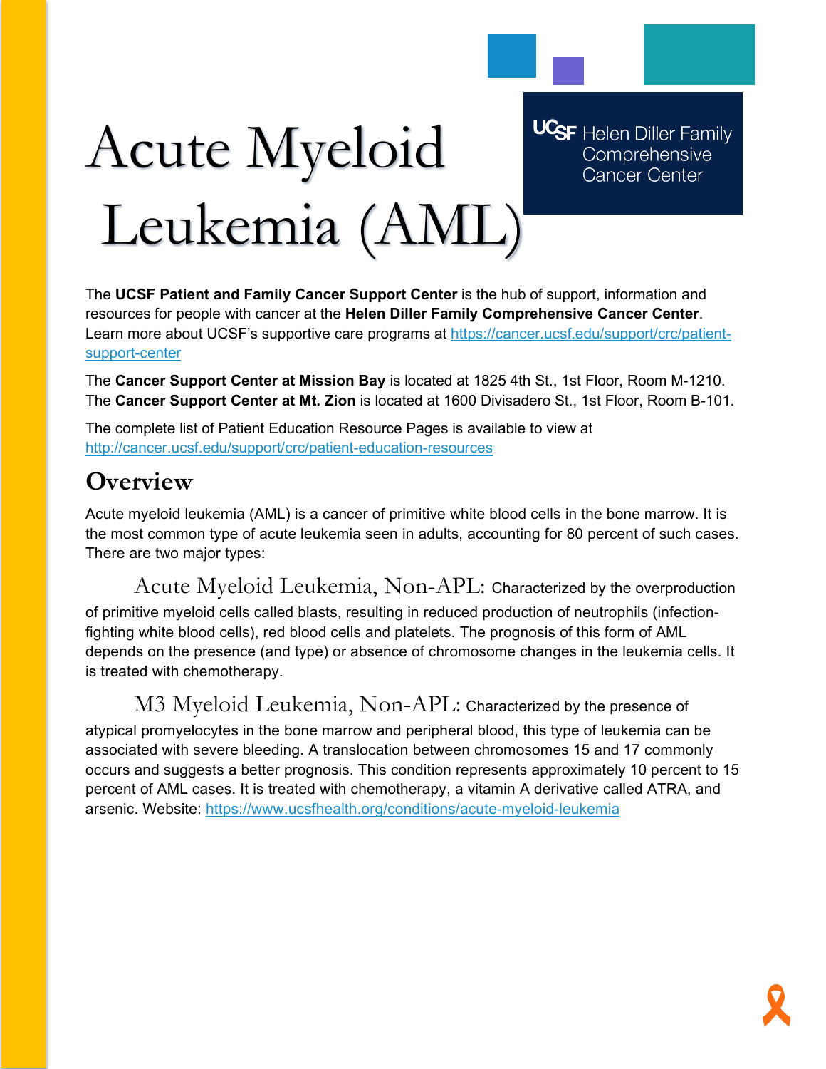# Acute Myeloid Leukemia (AML)

UCSF Helen Diller Family Comprehensive Cancer Center

The **UCSF Patient and Family Cancer Support Center** is the hub of support, information and resources for people with cancer at the **Helen Diller Family Comprehensive Cancer Center**. Learn more about UCSF's supportive care programs at https://cancer.ucsf.edu/support/crc/patient-support-center

The **Cancer Support Center at Mission Bay** is located at 1825 4th St., 1st Floor, Room M-1210. The **Cancer Support Center at Mt. Zion** is located at 1600 Divisadero St., 1st Floor, Room B-101.

The complete list of Patient Education Resource Pages is available to view at http://cancer.ucsf.edu/support/crc/patient-education-resources

## Overview

Acute myeloid leukemia (AML) is a cancer of primitive white blood cells in the bone marrow. It is the most common type of acute leukemia seen in adults, accounting for 80 percent of such cases. There are two major types:

Acute Myeloid Leukemia, Non-APL: Characterized by the overproduction of primitive myeloid cells called blasts, resulting in reduced production of neutrophils (infection-fighting white blood cells), red blood cells and platelets. The prognosis of this form of AML depends on the presence (and type) or absence of chromosome changes in the leukemia cells. It is treated with chemotherapy.

M3 Myeloid Leukemia, Non-APL: Characterized by the presence of atypical promyelocytes in the bone marrow and peripheral blood, this type of leukemia can be associated with severe bleeding. A translocation between chromosomes 15 and 17 commonly occurs and suggests a better prognosis. This condition represents approximately 10 percent to 15 percent of AML cases. It is treated with chemotherapy, a vitamin A derivative called ATRA, and arsenic. Website: https://www.ucsfhealth.org/conditions/acute-myeloid-leukemia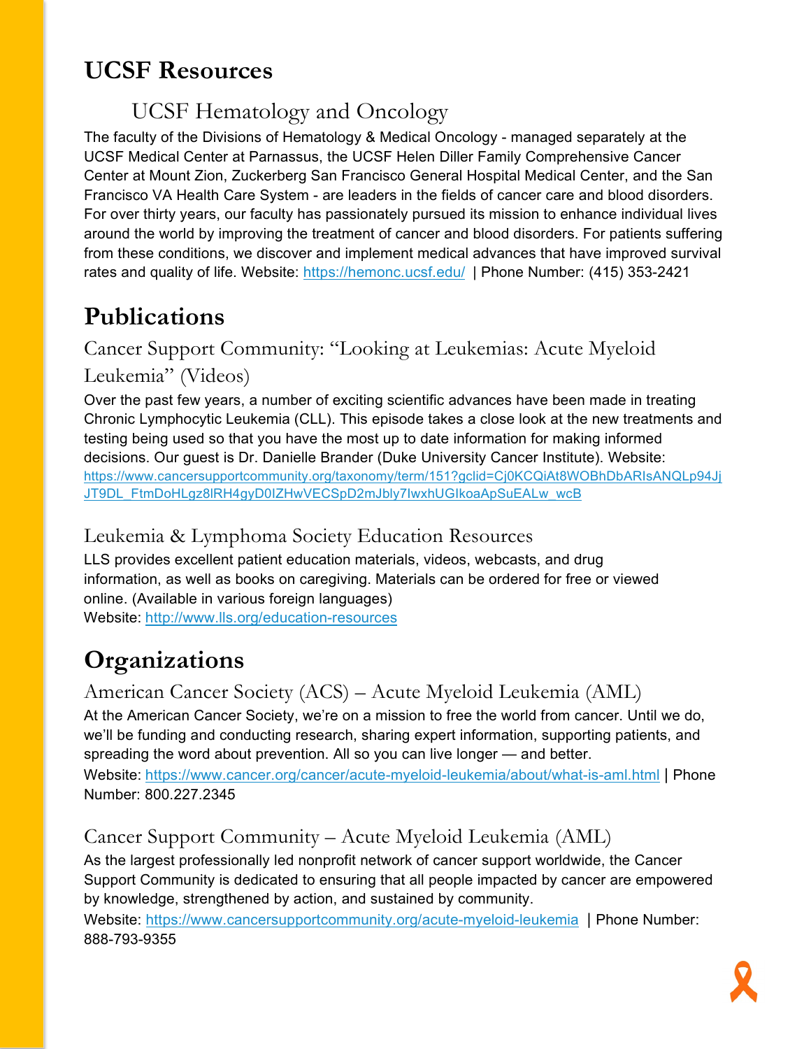# UCSF Resources

## UCSF Hematology and Oncology

The faculty of the Divisions of Hematology & Medical Oncology - managed separately at the UCSF Medical Center at Parnassus, the UCSF Helen Diller Family Comprehensive Cancer Center at Mount Zion, Zuckerberg San Francisco General Hospital Medical Center, and the San Francisco VA Health Care System - are leaders in the fields of cancer care and blood disorders. For over thirty years, our faculty has passionately pursued its mission to enhance individual lives around the world by improving the treatment of cancer and blood disorders. For patients suffering from these conditions, we discover and implement medical advances that have improved survival rates and quality of life. Website: https://hemonc.ucsf.edu/ | Phone Number: (415) 353-2421

# Publications

## Cancer Support Community: "Looking at Leukemias: Acute Myeloid Leukemia" (Videos)

Over the past few years, a number of exciting scientific advances have been made in treating Chronic Lymphocytic Leukemia (CLL). This episode takes a close look at the new treatments and testing being used so that you have the most up to date information for making informed decisions. Our guest is Dr. Danielle Brander (Duke University Cancer Institute). Website: https://www.cancersupportcommunity.org/taxonomy/term/151?gclid=Cj0KCQiAt8WOBhDbARIsANQLp94JjJT9DL_FtmDoHLgz8lRH4gyD0IZHwVECSpD2mJbly7IwxhUGIkoaApSuEALw_wcB

## Leukemia & Lymphoma Society Education Resources

LLS provides excellent patient education materials, videos, webcasts, and drug information, as well as books on caregiving. Materials can be ordered for free or viewed online. (Available in various foreign languages)
Website: http://www.lls.org/education-resources

# Organizations

## American Cancer Society (ACS) – Acute Myeloid Leukemia (AML)

At the American Cancer Society, we're on a mission to free the world from cancer. Until we do, we'll be funding and conducting research, sharing expert information, supporting patients, and spreading the word about prevention. All so you can live longer — and better.
Website: https://www.cancer.org/cancer/acute-myeloid-leukemia/about/what-is-aml.html | Phone Number: 800.227.2345

## Cancer Support Community – Acute Myeloid Leukemia (AML)

As the largest professionally led nonprofit network of cancer support worldwide, the Cancer Support Community is dedicated to ensuring that all people impacted by cancer are empowered by knowledge, strengthened by action, and sustained by community.
Website: https://www.cancersupportcommunity.org/acute-myeloid-leukemia | Phone Number: 888-793-9355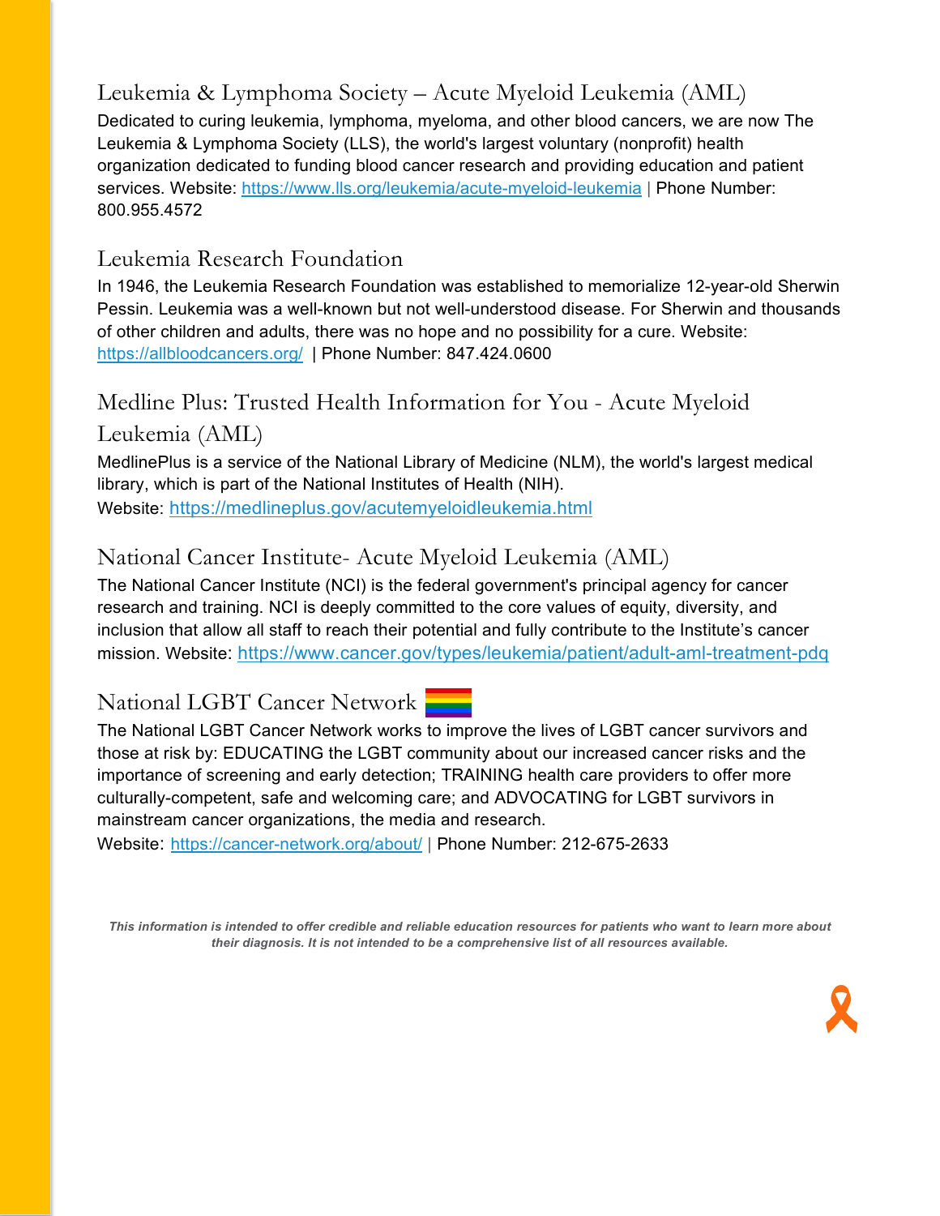## Leukemia & Lymphoma Society – Acute Myeloid Leukemia (AML)

Dedicated to curing leukemia, lymphoma, myeloma, and other blood cancers, we are now The Leukemia & Lymphoma Society (LLS), the world's largest voluntary (nonprofit) health organization dedicated to funding blood cancer research and providing education and patient services. Website: https://www.lls.org/leukemia/acute-myeloid-leukemia | Phone Number: 800.955.4572

## Leukemia Research Foundation

In 1946, the Leukemia Research Foundation was established to memorialize 12-year-old Sherwin Pessin. Leukemia was a well-known but not well-understood disease. For Sherwin and thousands of other children and adults, there was no hope and no possibility for a cure. Website: https://allbloodcancers.org/ | Phone Number: 847.424.0600

## Medline Plus: Trusted Health Information for You - Acute Myeloid Leukemia (AML)

MedlinePlus is a service of the National Library of Medicine (NLM), the world's largest medical library, which is part of the National Institutes of Health (NIH).
Website: https://medlineplus.gov/acutemyeloidleukemia.html

## National Cancer Institute- Acute Myeloid Leukemia (AML)

The National Cancer Institute (NCI) is the federal government's principal agency for cancer research and training. NCI is deeply committed to the core values of equity, diversity, and inclusion that allow all staff to reach their potential and fully contribute to the Institute's cancer mission. Website: https://www.cancer.gov/types/leukemia/patient/adult-aml-treatment-pdq

## National LGBT Cancer Network

The National LGBT Cancer Network works to improve the lives of LGBT cancer survivors and those at risk by: EDUCATING the LGBT community about our increased cancer risks and the importance of screening and early detection; TRAINING health care providers to offer more culturally-competent, safe and welcoming care; and ADVOCATING for LGBT survivors in mainstream cancer organizations, the media and research.
Website: https://cancer-network.org/about/ | Phone Number: 212-675-2633

***This information is intended to offer credible and reliable education resources for patients who want to learn more about their diagnosis. It is not intended to be a comprehensive list of all resources available.***